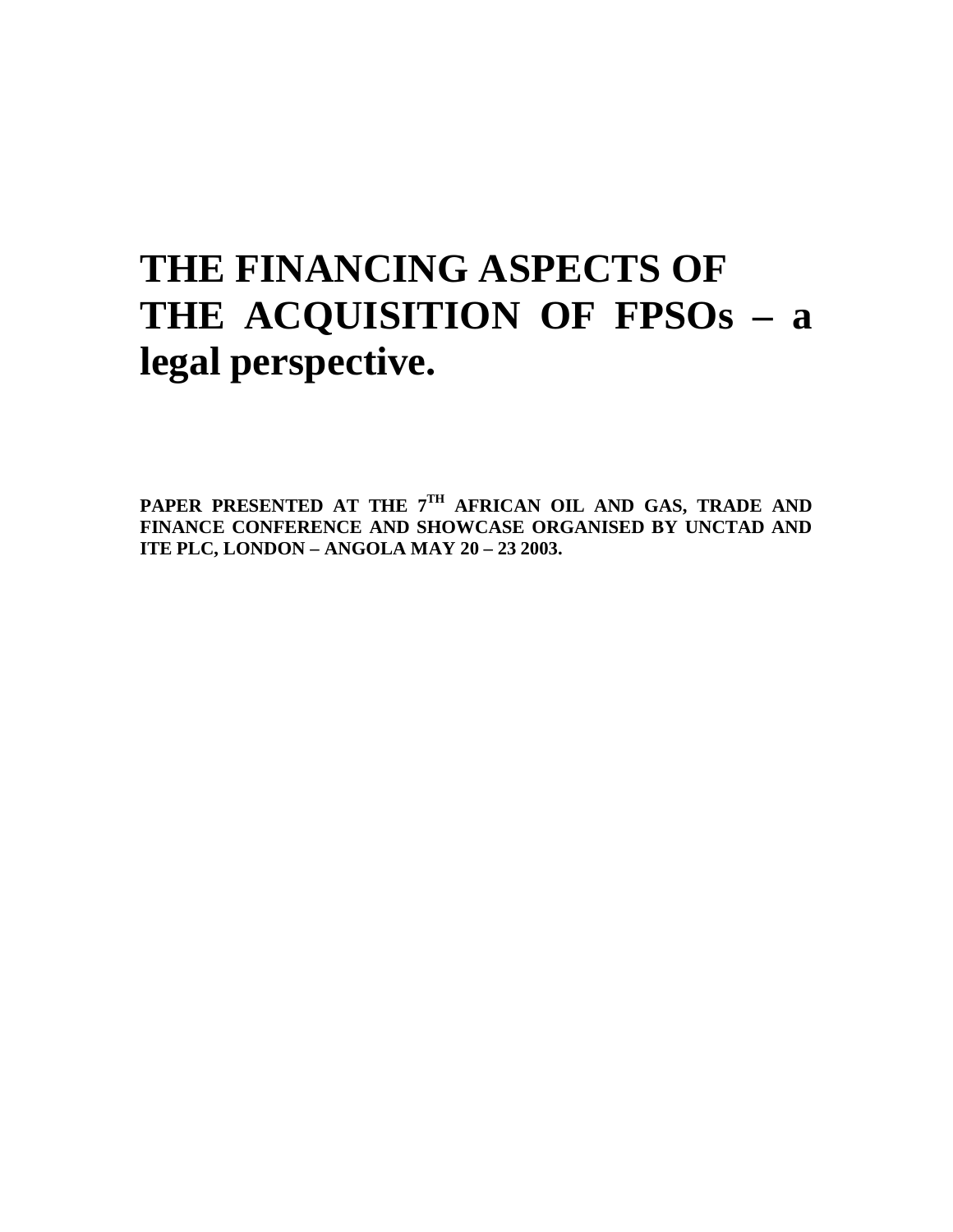# THE FINANCING ASPECTS OF THE ACQUISITION OF FPSOs – a legal perspective.

**PAPER PRESENTED AT THE 7TH AFRICAN OIL AND GAS, TRADE AND FINANCE CONFERENCE AND SHOWCASE ORGANISED BY UNCTAD AND ITE PLC, LONDON – ANGOLA MAY 20 – 23 2003.**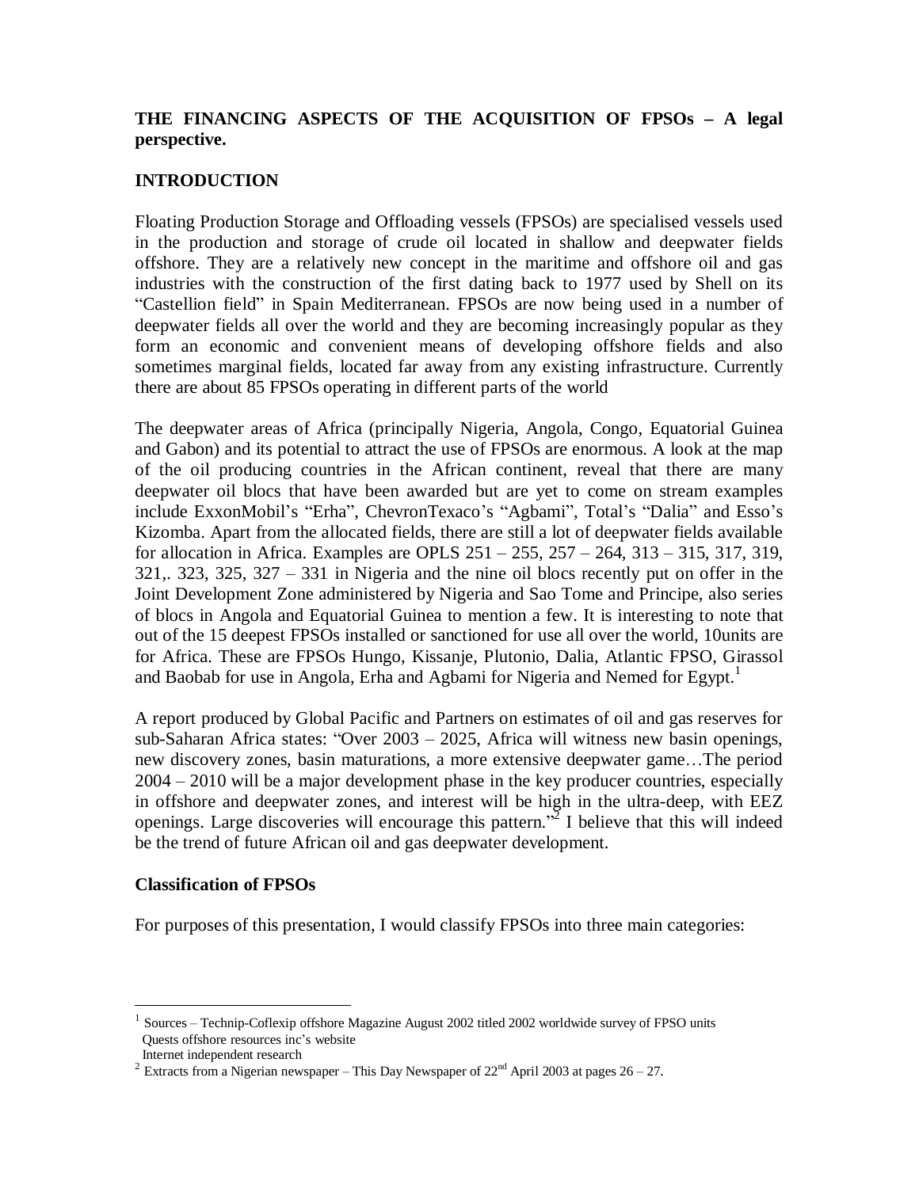**THE FINANCING ASPECTS OF THE ACQUISITION OF FPSOs – A legal perspective.**

## INTRODUCTION

Floating Production Storage and Offloading vessels (FPSOs) are specialised vessels used in the production and storage of crude oil located in shallow and deepwater fields offshore. They are a relatively new concept in the maritime and offshore oil and gas industries with the construction of the first dating back to 1977 used by Shell on its "Castellion field" in Spain Mediterranean. FPSOs are now being used in a number of deepwater fields all over the world and they are becoming increasingly popular as they form an economic and convenient means of developing offshore fields and also sometimes marginal fields, located far away from any existing infrastructure. Currently there are about 85 FPSOs operating in different parts of the world

The deepwater areas of Africa (principally Nigeria, Angola, Congo, Equatorial Guinea and Gabon) and its potential to attract the use of FPSOs are enormous. A look at the map of the oil producing countries in the African continent, reveal that there are many deepwater oil blocs that have been awarded but are yet to come on stream examples include ExxonMobil's "Erha", ChevronTexaco's "Agbami", Total's "Dalia" and Esso's Kizomba. Apart from the allocated fields, there are still a lot of deepwater fields available for allocation in Africa. Examples are OPLS 251 – 255, 257 – 264, 313 – 315, 317, 319, 321,. 323, 325, 327 – 331 in Nigeria and the nine oil blocs recently put on offer in the Joint Development Zone administered by Nigeria and Sao Tome and Principe, also series of blocs in Angola and Equatorial Guinea to mention a few. It is interesting to note that out of the 15 deepest FPSOs installed or sanctioned for use all over the world, 10units are for Africa. These are FPSOs Hungo, Kissanje, Plutonio, Dalia, Atlantic FPSO, Girassol and Baobab for use in Angola, Erha and Agbami for Nigeria and Nemed for Egypt.[1]

A report produced by Global Pacific and Partners on estimates of oil and gas reserves for sub-Saharan Africa states: "Over 2003 – 2025, Africa will witness new basin openings, new discovery zones, basin maturations, a more extensive deepwater game…The period 2004 – 2010 will be a major development phase in the key producer countries, especially in offshore and deepwater zones, and interest will be high in the ultra-deep, with EEZ openings. Large discoveries will encourage this pattern."[2] I believe that this will indeed be the trend of future African oil and gas deepwater development.

### Classification of FPSOs

For purposes of this presentation, I would classify FPSOs into three main categories:

---

[1] Sources – Technip-Coflexip offshore Magazine August 2002 titled 2002 worldwide survey of FPSO units
Quests offshore resources inc's website
Internet independent research

[2] Extracts from a Nigerian newspaper – This Day Newspaper of 22nd April 2003 at pages 26 – 27.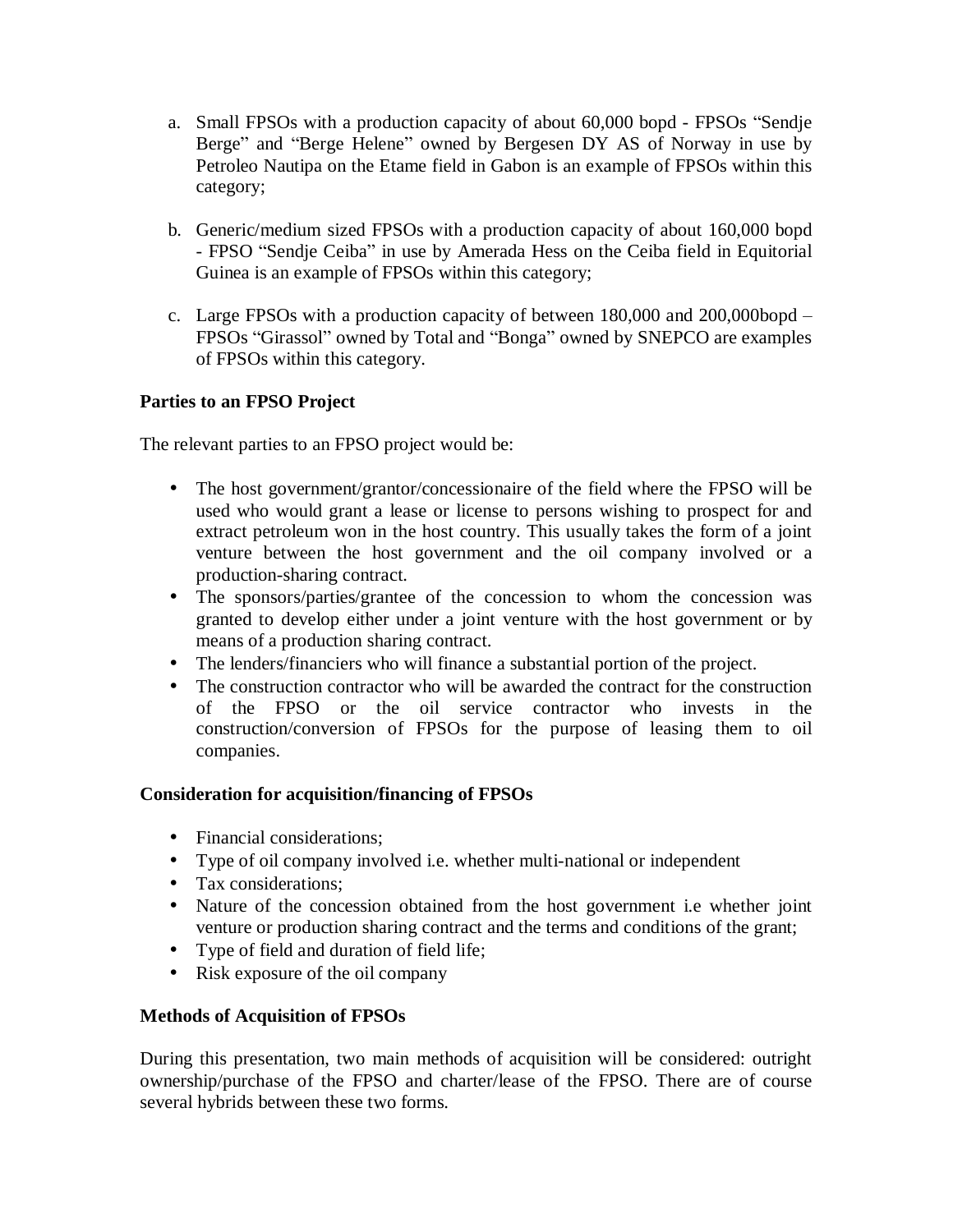a. Small FPSOs with a production capacity of about 60,000 bopd - FPSOs "Sendje Berge" and "Berge Helene" owned by Bergesen DY AS of Norway in use by Petroleo Nautipa on the Etame field in Gabon is an example of FPSOs within this category;

b. Generic/medium sized FPSOs with a production capacity of about 160,000 bopd - FPSO "Sendje Ceiba" in use by Amerada Hess on the Ceiba field in Equitorial Guinea is an example of FPSOs within this category;

c. Large FPSOs with a production capacity of between 180,000 and 200,000bopd – FPSOs "Girassol" owned by Total and "Bonga" owned by SNEPCO are examples of FPSOs within this category.

**Parties to an FPSO Project**

The relevant parties to an FPSO project would be:

- The host government/grantor/concessionaire of the field where the FPSO will be used who would grant a lease or license to persons wishing to prospect for and extract petroleum won in the host country. This usually takes the form of a joint venture between the host government and the oil company involved or a production-sharing contract.
- The sponsors/parties/grantee of the concession to whom the concession was granted to develop either under a joint venture with the host government or by means of a production sharing contract.
- The lenders/financiers who will finance a substantial portion of the project.
- The construction contractor who will be awarded the contract for the construction of the FPSO or the oil service contractor who invests in the construction/conversion of FPSOs for the purpose of leasing them to oil companies.

**Consideration for acquisition/financing of FPSOs**

- Financial considerations;
- Type of oil company involved i.e. whether multi-national or independent
- Tax considerations;
- Nature of the concession obtained from the host government i.e whether joint venture or production sharing contract and the terms and conditions of the grant;
- Type of field and duration of field life;
- Risk exposure of the oil company

**Methods of Acquisition of FPSOs**

During this presentation, two main methods of acquisition will be considered: outright ownership/purchase of the FPSO and charter/lease of the FPSO. There are of course several hybrids between these two forms.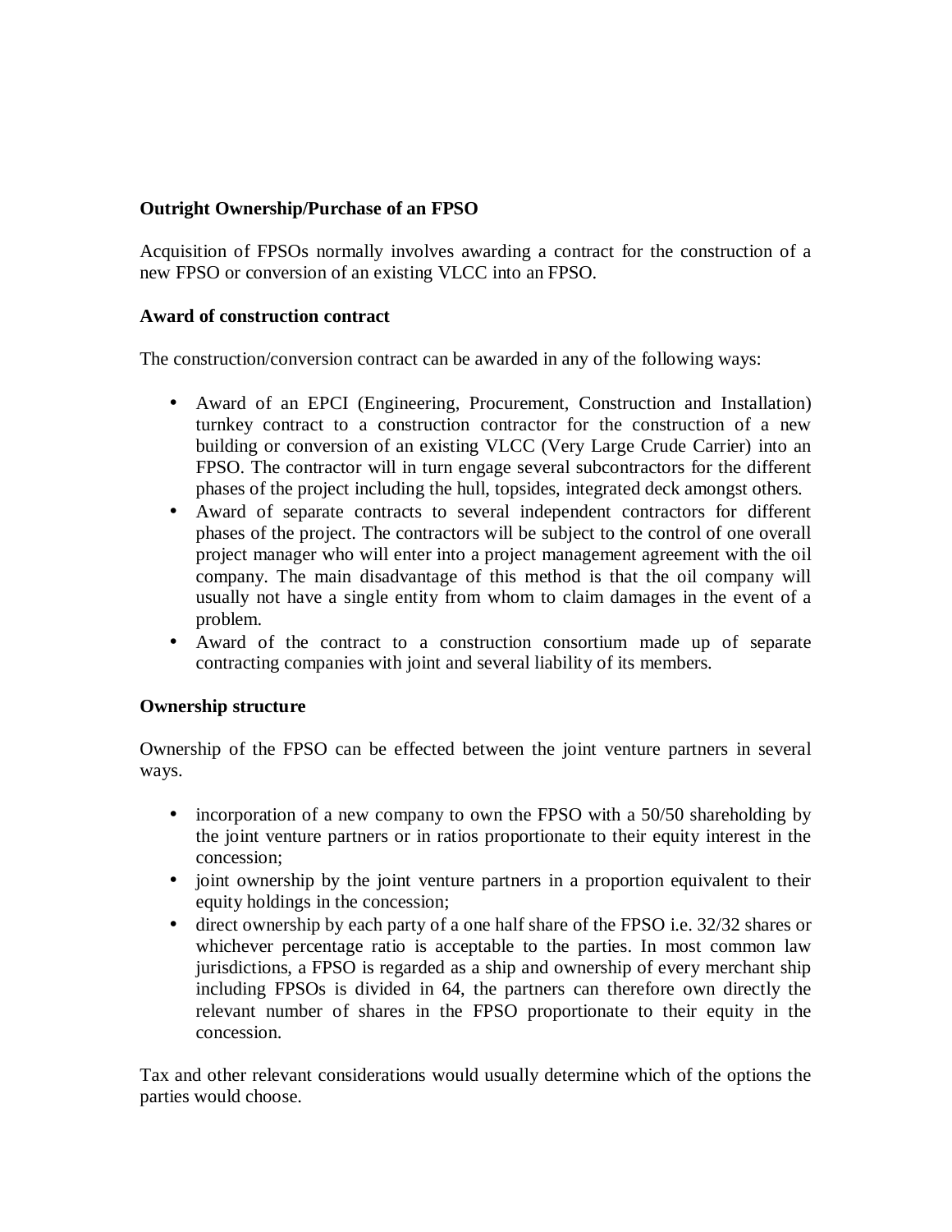**Outright Ownership/Purchase of an FPSO**

Acquisition of FPSOs normally involves awarding a contract for the construction of a new FPSO or conversion of an existing VLCC into an FPSO.

**Award of construction contract**

The construction/conversion contract can be awarded in any of the following ways:

- Award of an EPCI (Engineering, Procurement, Construction and Installation) turnkey contract to a construction contractor for the construction of a new building or conversion of an existing VLCC (Very Large Crude Carrier) into an FPSO. The contractor will in turn engage several subcontractors for the different phases of the project including the hull, topsides, integrated deck amongst others.
- Award of separate contracts to several independent contractors for different phases of the project. The contractors will be subject to the control of one overall project manager who will enter into a project management agreement with the oil company. The main disadvantage of this method is that the oil company will usually not have a single entity from whom to claim damages in the event of a problem.
- Award of the contract to a construction consortium made up of separate contracting companies with joint and several liability of its members.

**Ownership structure**

Ownership of the FPSO can be effected between the joint venture partners in several ways.

- incorporation of a new company to own the FPSO with a 50/50 shareholding by the joint venture partners or in ratios proportionate to their equity interest in the concession;
- joint ownership by the joint venture partners in a proportion equivalent to their equity holdings in the concession;
- direct ownership by each party of a one half share of the FPSO i.e. 32/32 shares or whichever percentage ratio is acceptable to the parties. In most common law jurisdictions, a FPSO is regarded as a ship and ownership of every merchant ship including FPSOs is divided in 64, the partners can therefore own directly the relevant number of shares in the FPSO proportionate to their equity in the concession.

Tax and other relevant considerations would usually determine which of the options the parties would choose.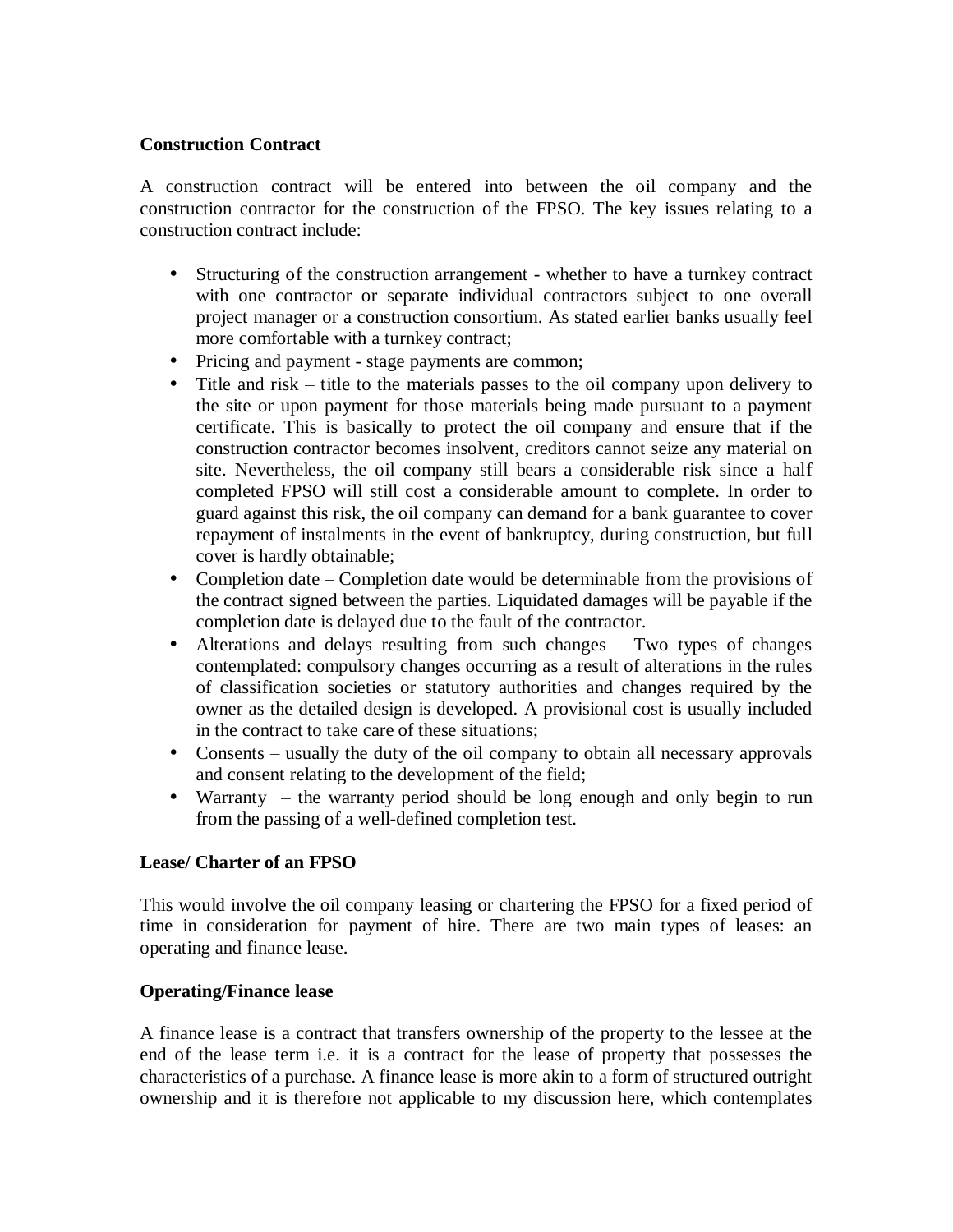**Construction Contract**

A construction contract will be entered into between the oil company and the construction contractor for the construction of the FPSO. The key issues relating to a construction contract include:

- Structuring of the construction arrangement - whether to have a turnkey contract with one contractor or separate individual contractors subject to one overall project manager or a construction consortium. As stated earlier banks usually feel more comfortable with a turnkey contract;
- Pricing and payment - stage payments are common;
- Title and risk – title to the materials passes to the oil company upon delivery to the site or upon payment for those materials being made pursuant to a payment certificate. This is basically to protect the oil company and ensure that if the construction contractor becomes insolvent, creditors cannot seize any material on site. Nevertheless, the oil company still bears a considerable risk since a half completed FPSO will still cost a considerable amount to complete. In order to guard against this risk, the oil company can demand for a bank guarantee to cover repayment of instalments in the event of bankruptcy, during construction, but full cover is hardly obtainable;
- Completion date – Completion date would be determinable from the provisions of the contract signed between the parties. Liquidated damages will be payable if the completion date is delayed due to the fault of the contractor.
- Alterations and delays resulting from such changes – Two types of changes contemplated: compulsory changes occurring as a result of alterations in the rules of classification societies or statutory authorities and changes required by the owner as the detailed design is developed. A provisional cost is usually included in the contract to take care of these situations;
- Consents – usually the duty of the oil company to obtain all necessary approvals and consent relating to the development of the field;
- Warranty – the warranty period should be long enough and only begin to run from the passing of a well-defined completion test.

**Lease/ Charter of an FPSO**

This would involve the oil company leasing or chartering the FPSO for a fixed period of time in consideration for payment of hire. There are two main types of leases: an operating and finance lease.

**Operating/Finance lease**

A finance lease is a contract that transfers ownership of the property to the lessee at the end of the lease term i.e. it is a contract for the lease of property that possesses the characteristics of a purchase. A finance lease is more akin to a form of structured outright ownership and it is therefore not applicable to my discussion here, which contemplates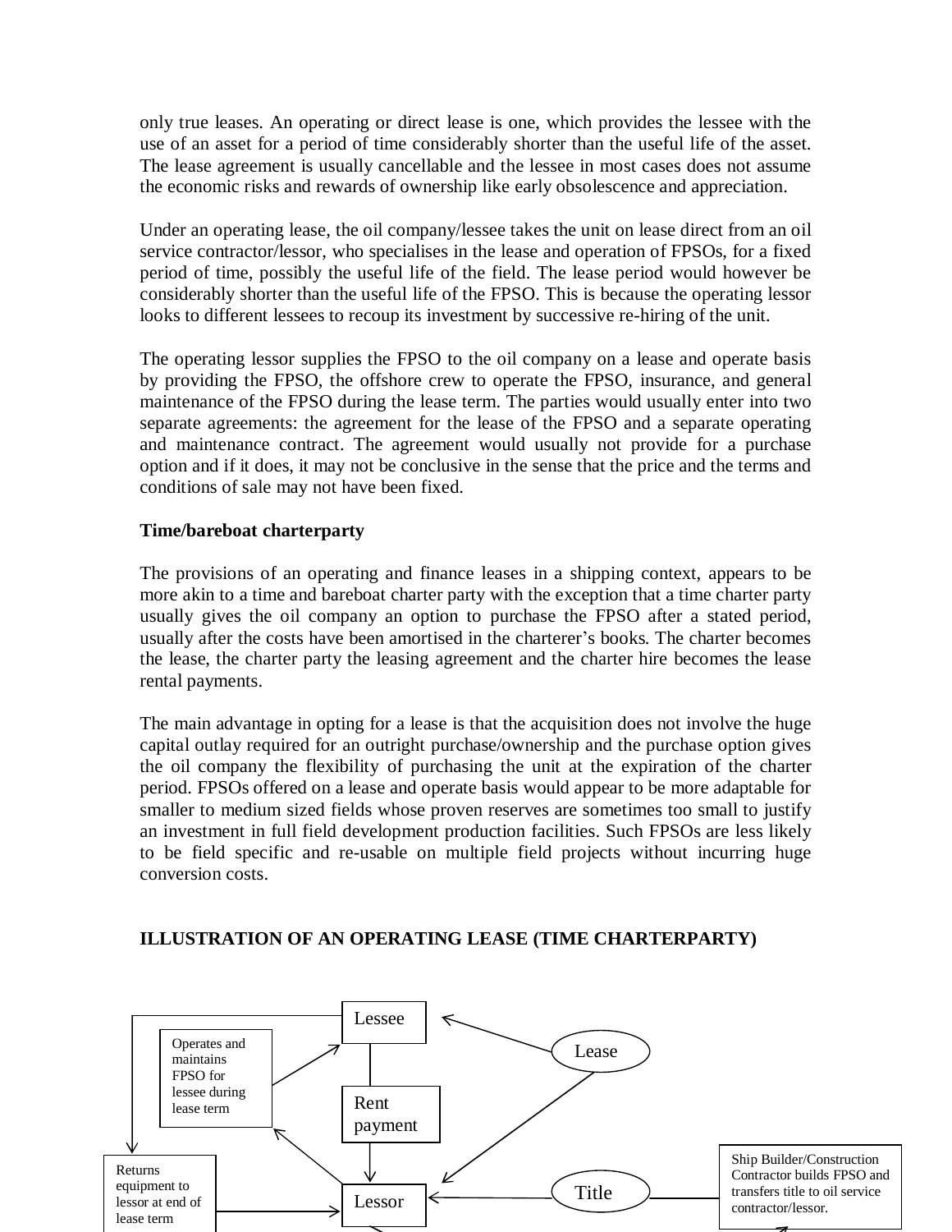only true leases. An operating or direct lease is one, which provides the lessee with the use of an asset for a period of time considerably shorter than the useful life of the asset. The lease agreement is usually cancellable and the lessee in most cases does not assume the economic risks and rewards of ownership like early obsolescence and appreciation.

Under an operating lease, the oil company/lessee takes the unit on lease direct from an oil service contractor/lessor, who specialises in the lease and operation of FPSOs, for a fixed period of time, possibly the useful life of the field. The lease period would however be considerably shorter than the useful life of the FPSO. This is because the operating lessor looks to different lessees to recoup its investment by successive re-hiring of the unit.

The operating lessor supplies the FPSO to the oil company on a lease and operate basis by providing the FPSO, the offshore crew to operate the FPSO, insurance, and general maintenance of the FPSO during the lease term. The parties would usually enter into two separate agreements: the agreement for the lease of the FPSO and a separate operating and maintenance contract. The agreement would usually not provide for a purchase option and if it does, it may not be conclusive in the sense that the price and the terms and conditions of sale may not have been fixed.

**Time/bareboat charterparty**

The provisions of an operating and finance leases in a shipping context, appears to be more akin to a time and bareboat charter party with the exception that a time charter party usually gives the oil company an option to purchase the FPSO after a stated period, usually after the costs have been amortised in the charterer's books. The charter becomes the lease, the charter party the leasing agreement and the charter hire becomes the lease rental payments.

The main advantage in opting for a lease is that the acquisition does not involve the huge capital outlay required for an outright purchase/ownership and the purchase option gives the oil company the flexibility of purchasing the unit at the expiration of the charter period. FPSOs offered on a lease and operate basis would appear to be more adaptable for smaller to medium sized fields whose proven reserves are sometimes too small to justify an investment in full field development production facilities. Such FPSOs are less likely to be field specific and re-usable on multiple field projects without incurring huge conversion costs.

**ILLUSTRATION OF AN OPERATING LEASE (TIME CHARTERPARTY)**

Lessee

Lease

Operates and maintains FPSO for lessee during lease term

Rent payment

Returns equipment to lessor at end of lease term

Lessor

Title

Ship Builder/Construction Contractor builds FPSO and transfers title to oil service contractor/lessor.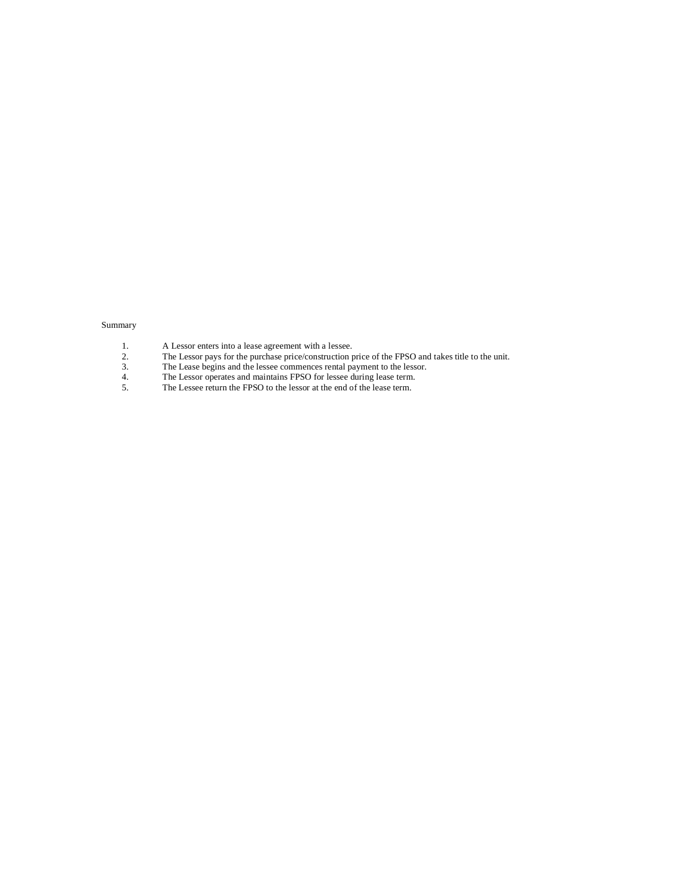Summary

1. A Lessor enters into a lease agreement with a lessee.
2. The Lessor pays for the purchase price/construction price of the FPSO and takes title to the unit.
3. The Lease begins and the lessee commences rental payment to the lessor.
4. The Lessor operates and maintains FPSO for lessee during lease term.
5. The Lessee return the FPSO to the lessor at the end of the lease term.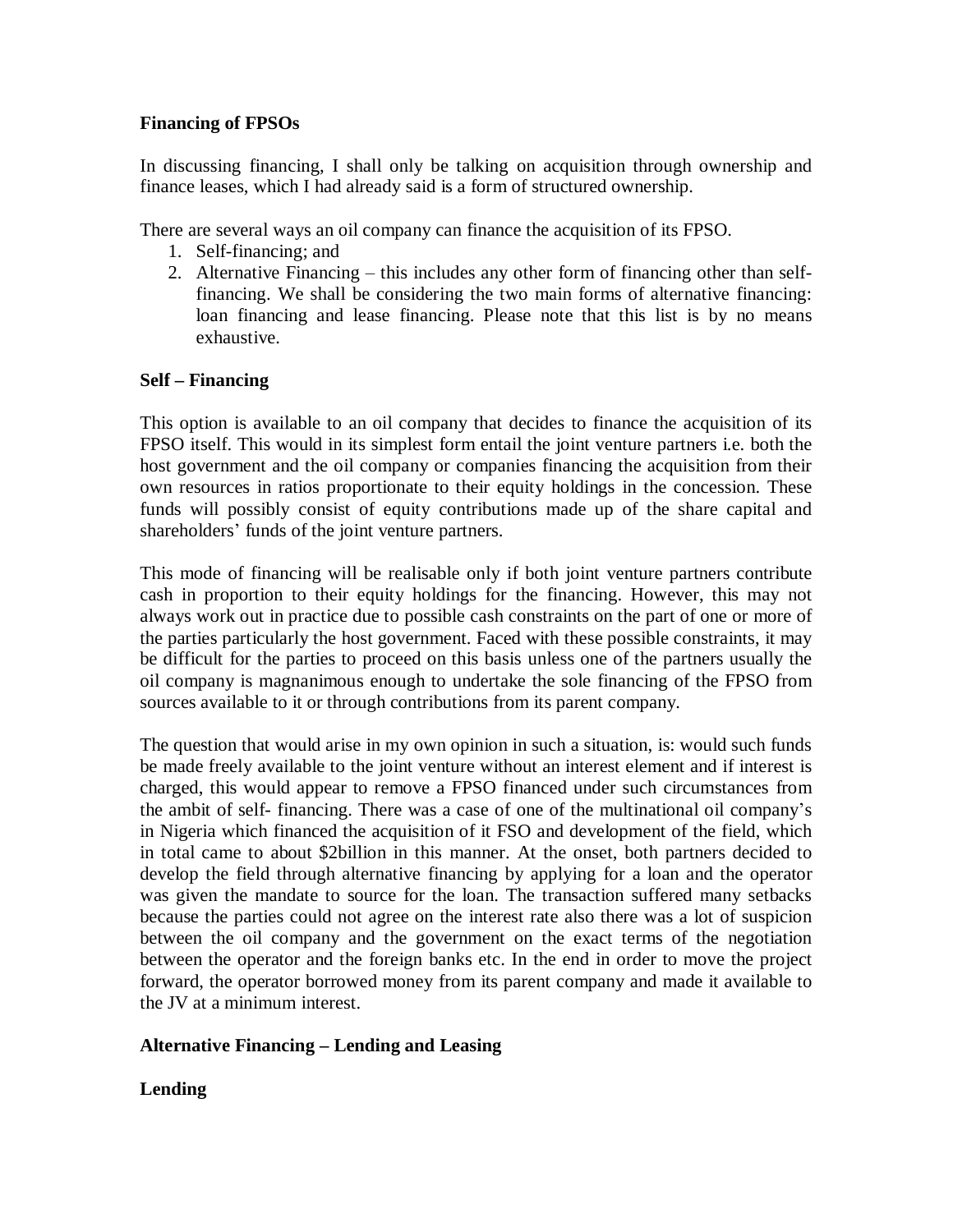**Financing of FPSOs**

In discussing financing, I shall only be talking on acquisition through ownership and finance leases, which I had already said is a form of structured ownership.

There are several ways an oil company can finance the acquisition of its FPSO.

1. Self-financing; and
2. Alternative Financing – this includes any other form of financing other than self-financing. We shall be considering the two main forms of alternative financing: loan financing and lease financing. Please note that this list is by no means exhaustive.

**Self – Financing**

This option is available to an oil company that decides to finance the acquisition of its FPSO itself. This would in its simplest form entail the joint venture partners i.e. both the host government and the oil company or companies financing the acquisition from their own resources in ratios proportionate to their equity holdings in the concession. These funds will possibly consist of equity contributions made up of the share capital and shareholders' funds of the joint venture partners.

This mode of financing will be realisable only if both joint venture partners contribute cash in proportion to their equity holdings for the financing. However, this may not always work out in practice due to possible cash constraints on the part of one or more of the parties particularly the host government. Faced with these possible constraints, it may be difficult for the parties to proceed on this basis unless one of the partners usually the oil company is magnanimous enough to undertake the sole financing of the FPSO from sources available to it or through contributions from its parent company.

The question that would arise in my own opinion in such a situation, is: would such funds be made freely available to the joint venture without an interest element and if interest is charged, this would appear to remove a FPSO financed under such circumstances from the ambit of self- financing. There was a case of one of the multinational oil company's in Nigeria which financed the acquisition of it FSO and development of the field, which in total came to about $2billion in this manner. At the onset, both partners decided to develop the field through alternative financing by applying for a loan and the operator was given the mandate to source for the loan. The transaction suffered many setbacks because the parties could not agree on the interest rate also there was a lot of suspicion between the oil company and the government on the exact terms of the negotiation between the operator and the foreign banks etc. In the end in order to move the project forward, the operator borrowed money from its parent company and made it available to the JV at a minimum interest.

**Alternative Financing – Lending and Leasing**

**Lending**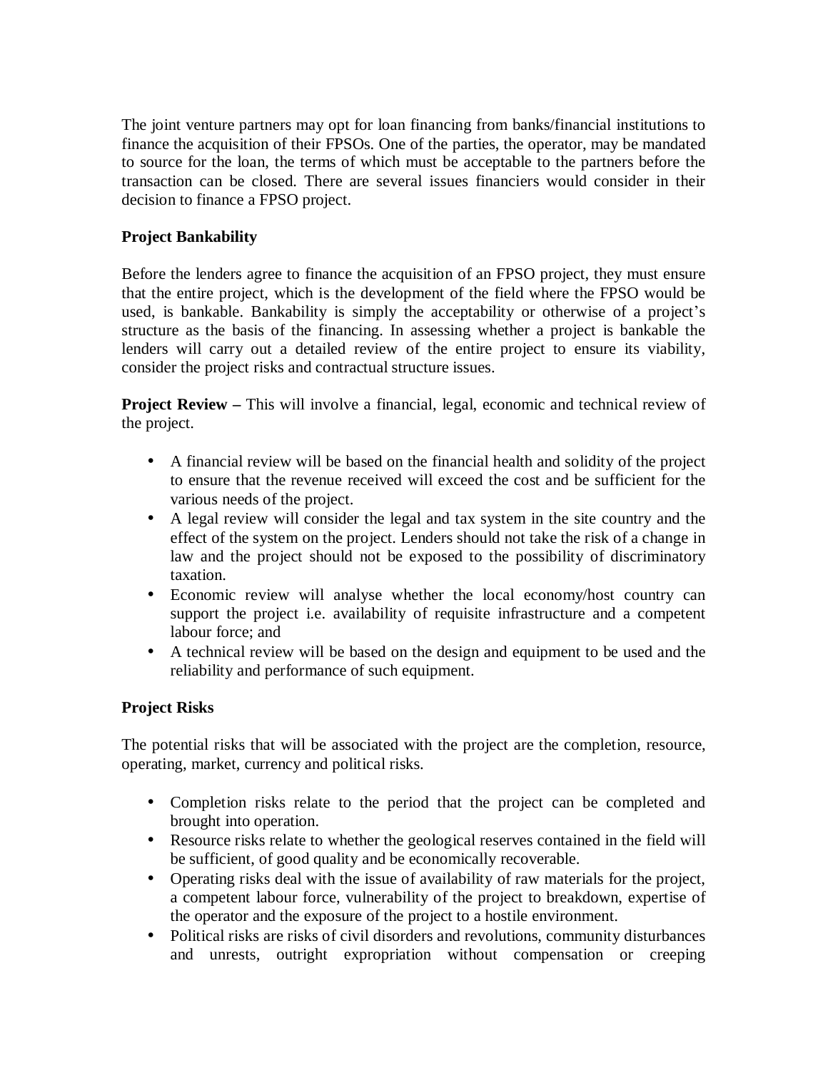The joint venture partners may opt for loan financing from banks/financial institutions to finance the acquisition of their FPSOs. One of the parties, the operator, may be mandated to source for the loan, the terms of which must be acceptable to the partners before the transaction can be closed. There are several issues financiers would consider in their decision to finance a FPSO project.

**Project Bankability**

Before the lenders agree to finance the acquisition of an FPSO project, they must ensure that the entire project, which is the development of the field where the FPSO would be used, is bankable. Bankability is simply the acceptability or otherwise of a project's structure as the basis of the financing. In assessing whether a project is bankable the lenders will carry out a detailed review of the entire project to ensure its viability, consider the project risks and contractual structure issues.

**Project Review –** This will involve a financial, legal, economic and technical review of the project.

- A financial review will be based on the financial health and solidity of the project to ensure that the revenue received will exceed the cost and be sufficient for the various needs of the project.
- A legal review will consider the legal and tax system in the site country and the effect of the system on the project. Lenders should not take the risk of a change in law and the project should not be exposed to the possibility of discriminatory taxation.
- Economic review will analyse whether the local economy/host country can support the project i.e. availability of requisite infrastructure and a competent labour force; and
- A technical review will be based on the design and equipment to be used and the reliability and performance of such equipment.

**Project Risks**

The potential risks that will be associated with the project are the completion, resource, operating, market, currency and political risks.

- Completion risks relate to the period that the project can be completed and brought into operation.
- Resource risks relate to whether the geological reserves contained in the field will be sufficient, of good quality and be economically recoverable.
- Operating risks deal with the issue of availability of raw materials for the project, a competent labour force, vulnerability of the project to breakdown, expertise of the operator and the exposure of the project to a hostile environment.
- Political risks are risks of civil disorders and revolutions, community disturbances and unrests, outright expropriation without compensation or creeping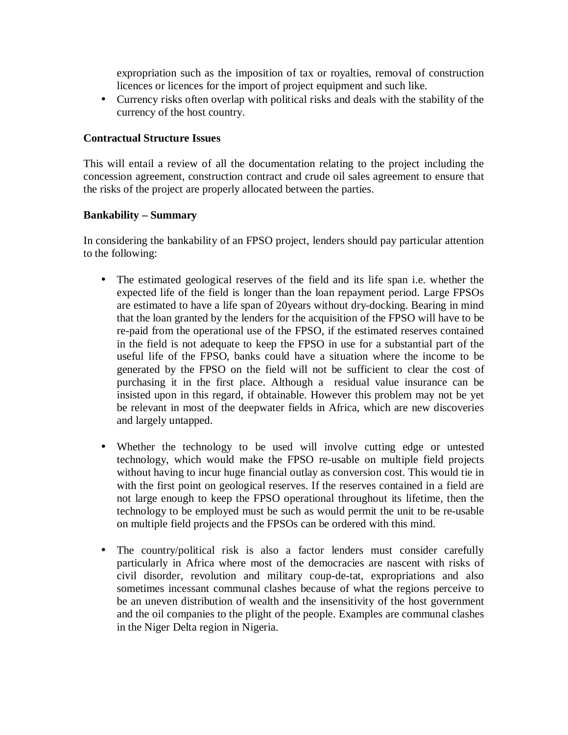expropriation such as the imposition of tax or royalties, removal of construction licences or licences for the import of project equipment and such like.

- Currency risks often overlap with political risks and deals with the stability of the currency of the host country.

**Contractual Structure Issues**

This will entail a review of all the documentation relating to the project including the concession agreement, construction contract and crude oil sales agreement to ensure that the risks of the project are properly allocated between the parties.

**Bankability – Summary**

In considering the bankability of an FPSO project, lenders should pay particular attention to the following:

- The estimated geological reserves of the field and its life span i.e. whether the expected life of the field is longer than the loan repayment period. Large FPSOs are estimated to have a life span of 20years without dry-docking. Bearing in mind that the loan granted by the lenders for the acquisition of the FPSO will have to be re-paid from the operational use of the FPSO, if the estimated reserves contained in the field is not adequate to keep the FPSO in use for a substantial part of the useful life of the FPSO, banks could have a situation where the income to be generated by the FPSO on the field will not be sufficient to clear the cost of purchasing it in the first place. Although a residual value insurance can be insisted upon in this regard, if obtainable. However this problem may not be yet be relevant in most of the deepwater fields in Africa, which are new discoveries and largely untapped.

- Whether the technology to be used will involve cutting edge or untested technology, which would make the FPSO re-usable on multiple field projects without having to incur huge financial outlay as conversion cost. This would tie in with the first point on geological reserves. If the reserves contained in a field are not large enough to keep the FPSO operational throughout its lifetime, then the technology to be employed must be such as would permit the unit to be re-usable on multiple field projects and the FPSOs can be ordered with this mind.

- The country/political risk is also a factor lenders must consider carefully particularly in Africa where most of the democracies are nascent with risks of civil disorder, revolution and military coup-de-tat, expropriations and also sometimes incessant communal clashes because of what the regions perceive to be an uneven distribution of wealth and the insensitivity of the host government and the oil companies to the plight of the people. Examples are communal clashes in the Niger Delta region in Nigeria.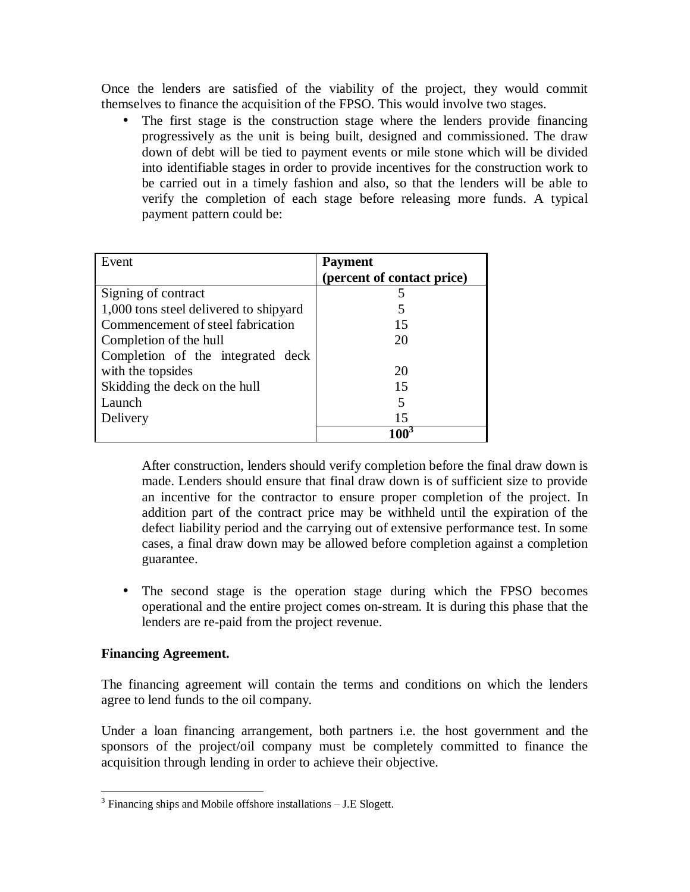Once the lenders are satisfied of the viability of the project, they would commit themselves to finance the acquisition of the FPSO. This would involve two stages.

- The first stage is the construction stage where the lenders provide financing progressively as the unit is being built, designed and commissioned. The draw down of debt will be tied to payment events or mile stone which will be divided into identifiable stages in order to provide incentives for the construction work to be carried out in a timely fashion and also, so that the lenders will be able to verify the completion of each stage before releasing more funds. A typical payment pattern could be:

| Event | **Payment (percent of contact price)** |
|---|---|
| Signing of contract | 5 |
| 1,000 tons steel delivered to shipyard | 5 |
| Commencement of steel fabrication | 15 |
| Completion of the hull | 20 |
| Completion of the integrated deck with the topsides | 20 |
| Skidding the deck on the hull | 15 |
| Launch | 5 |
| Delivery | 15 |
| | **100**[3] |

  After construction, lenders should verify completion before the final draw down is made. Lenders should ensure that final draw down is of sufficient size to provide an incentive for the contractor to ensure proper completion of the project. In addition part of the contract price may be withheld until the expiration of the defect liability period and the carrying out of extensive performance test. In some cases, a final draw down may be allowed before completion against a completion guarantee.

- The second stage is the operation stage during which the FPSO becomes operational and the entire project comes on-stream. It is during this phase that the lenders are re-paid from the project revenue.

**Financing Agreement.**

The financing agreement will contain the terms and conditions on which the lenders agree to lend funds to the oil company.

Under a loan financing arrangement, both partners i.e. the host government and the sponsors of the project/oil company must be completely committed to finance the acquisition through lending in order to achieve their objective.

[3] Financing ships and Mobile offshore installations – J.E Slogett.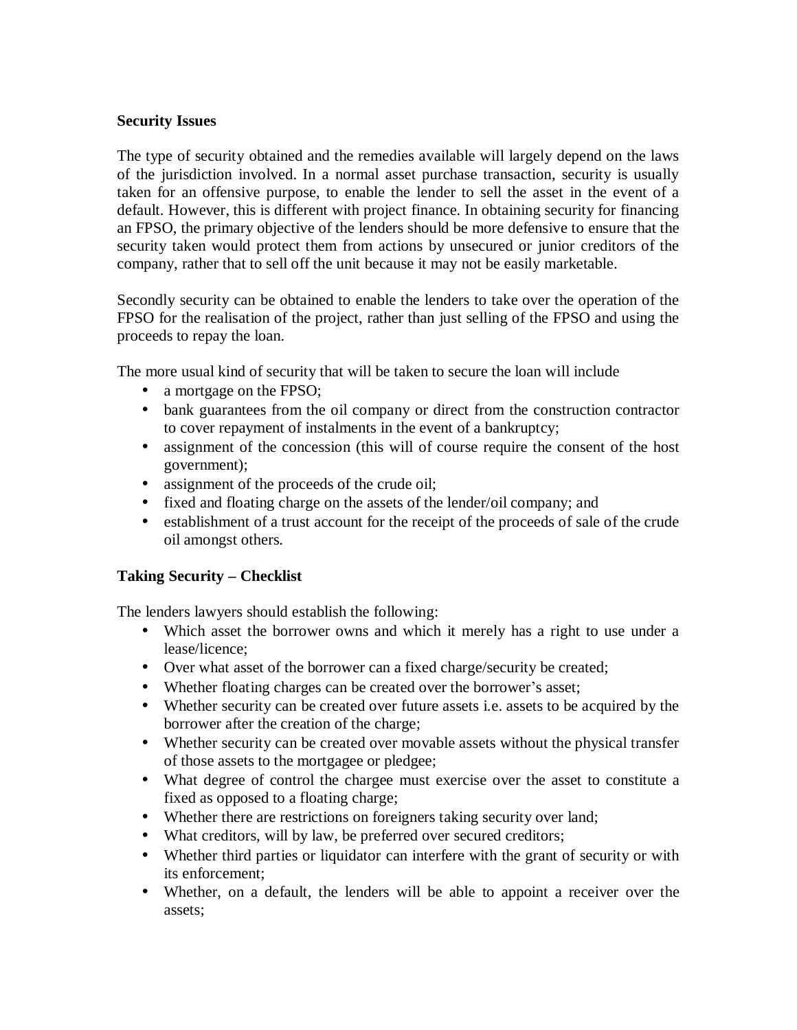**Security Issues**

The type of security obtained and the remedies available will largely depend on the laws of the jurisdiction involved. In a normal asset purchase transaction, security is usually taken for an offensive purpose, to enable the lender to sell the asset in the event of a default. However, this is different with project finance. In obtaining security for financing an FPSO, the primary objective of the lenders should be more defensive to ensure that the security taken would protect them from actions by unsecured or junior creditors of the company, rather that to sell off the unit because it may not be easily marketable.

Secondly security can be obtained to enable the lenders to take over the operation of the FPSO for the realisation of the project, rather than just selling of the FPSO and using the proceeds to repay the loan.

The more usual kind of security that will be taken to secure the loan will include

- a mortgage on the FPSO;
- bank guarantees from the oil company or direct from the construction contractor to cover repayment of instalments in the event of a bankruptcy;
- assignment of the concession (this will of course require the consent of the host government);
- assignment of the proceeds of the crude oil;
- fixed and floating charge on the assets of the lender/oil company; and
- establishment of a trust account for the receipt of the proceeds of sale of the crude oil amongst others.

**Taking Security – Checklist**

The lenders lawyers should establish the following:

- Which asset the borrower owns and which it merely has a right to use under a lease/licence;
- Over what asset of the borrower can a fixed charge/security be created;
- Whether floating charges can be created over the borrower's asset;
- Whether security can be created over future assets i.e. assets to be acquired by the borrower after the creation of the charge;
- Whether security can be created over movable assets without the physical transfer of those assets to the mortgagee or pledgee;
- What degree of control the chargee must exercise over the asset to constitute a fixed as opposed to a floating charge;
- Whether there are restrictions on foreigners taking security over land;
- What creditors, will by law, be preferred over secured creditors;
- Whether third parties or liquidator can interfere with the grant of security or with its enforcement;
- Whether, on a default, the lenders will be able to appoint a receiver over the assets;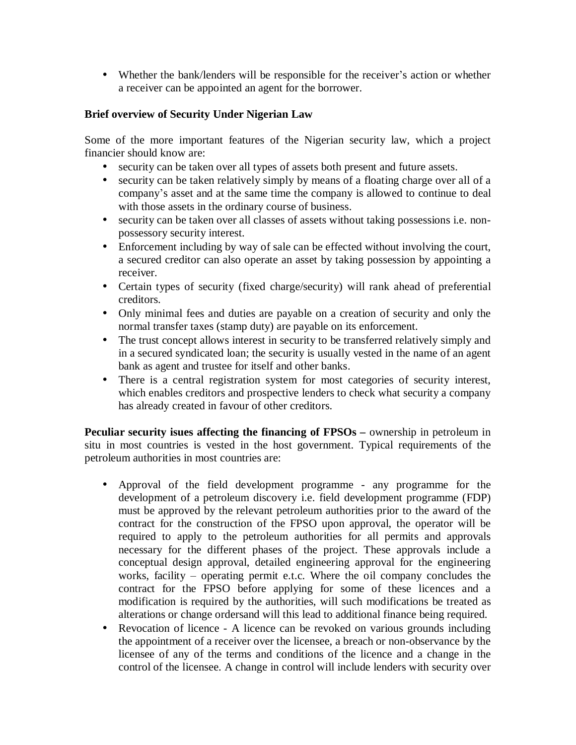- Whether the bank/lenders will be responsible for the receiver's action or whether a receiver can be appointed an agent for the borrower.

**Brief overview of Security Under Nigerian Law**

Some of the more important features of the Nigerian security law, which a project financier should know are:

- security can be taken over all types of assets both present and future assets.
- security can be taken relatively simply by means of a floating charge over all of a company's asset and at the same time the company is allowed to continue to deal with those assets in the ordinary course of business.
- security can be taken over all classes of assets without taking possessions i.e. non-possessory security interest.
- Enforcement including by way of sale can be effected without involving the court, a secured creditor can also operate an asset by taking possession by appointing a receiver.
- Certain types of security (fixed charge/security) will rank ahead of preferential creditors.
- Only minimal fees and duties are payable on a creation of security and only the normal transfer taxes (stamp duty) are payable on its enforcement.
- The trust concept allows interest in security to be transferred relatively simply and in a secured syndicated loan; the security is usually vested in the name of an agent bank as agent and trustee for itself and other banks.
- There is a central registration system for most categories of security interest, which enables creditors and prospective lenders to check what security a company has already created in favour of other creditors.

**Peculiar security isues affecting the financing of FPSOs –** ownership in petroleum in situ in most countries is vested in the host government. Typical requirements of the petroleum authorities in most countries are:

- Approval of the field development programme - any programme for the development of a petroleum discovery i.e. field development programme (FDP) must be approved by the relevant petroleum authorities prior to the award of the contract for the construction of the FPSO upon approval, the operator will be required to apply to the petroleum authorities for all permits and approvals necessary for the different phases of the project. These approvals include a conceptual design approval, detailed engineering approval for the engineering works, facility – operating permit e.t.c. Where the oil company concludes the contract for the FPSO before applying for some of these licences and a modification is required by the authorities, will such modifications be treated as alterations or change ordersand will this lead to additional finance being required.
- Revocation of licence - A licence can be revoked on various grounds including the appointment of a receiver over the licensee, a breach or non-observance by the licensee of any of the terms and conditions of the licence and a change in the control of the licensee. A change in control will include lenders with security over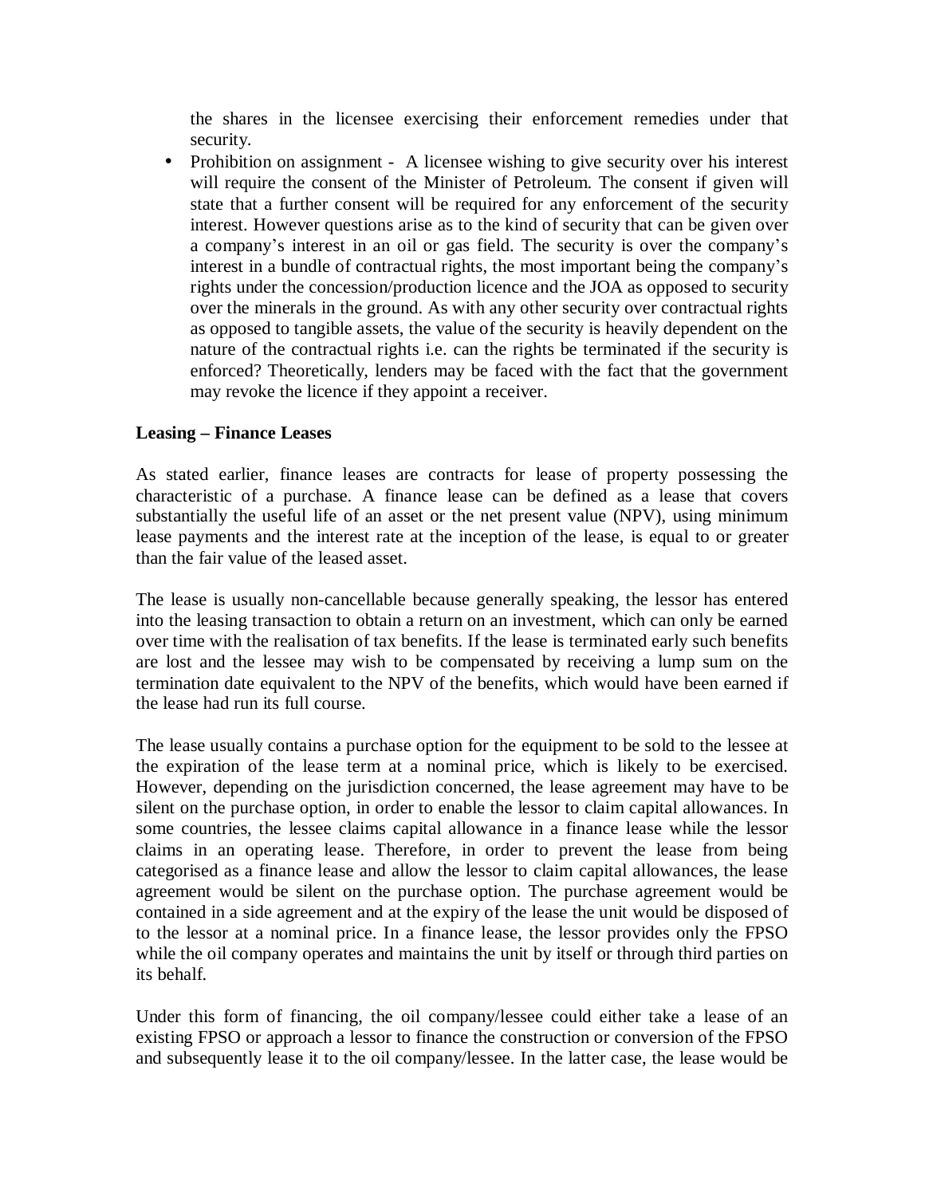the shares in the licensee exercising their enforcement remedies under that security.

- Prohibition on assignment - A licensee wishing to give security over his interest will require the consent of the Minister of Petroleum. The consent if given will state that a further consent will be required for any enforcement of the security interest. However questions arise as to the kind of security that can be given over a company's interest in an oil or gas field. The security is over the company's interest in a bundle of contractual rights, the most important being the company's rights under the concession/production licence and the JOA as opposed to security over the minerals in the ground. As with any other security over contractual rights as opposed to tangible assets, the value of the security is heavily dependent on the nature of the contractual rights i.e. can the rights be terminated if the security is enforced? Theoretically, lenders may be faced with the fact that the government may revoke the licence if they appoint a receiver.

**Leasing – Finance Leases**

As stated earlier, finance leases are contracts for lease of property possessing the characteristic of a purchase. A finance lease can be defined as a lease that covers substantially the useful life of an asset or the net present value (NPV), using minimum lease payments and the interest rate at the inception of the lease, is equal to or greater than the fair value of the leased asset.

The lease is usually non-cancellable because generally speaking, the lessor has entered into the leasing transaction to obtain a return on an investment, which can only be earned over time with the realisation of tax benefits. If the lease is terminated early such benefits are lost and the lessee may wish to be compensated by receiving a lump sum on the termination date equivalent to the NPV of the benefits, which would have been earned if the lease had run its full course.

The lease usually contains a purchase option for the equipment to be sold to the lessee at the expiration of the lease term at a nominal price, which is likely to be exercised. However, depending on the jurisdiction concerned, the lease agreement may have to be silent on the purchase option, in order to enable the lessor to claim capital allowances. In some countries, the lessee claims capital allowance in a finance lease while the lessor claims in an operating lease. Therefore, in order to prevent the lease from being categorised as a finance lease and allow the lessor to claim capital allowances, the lease agreement would be silent on the purchase option. The purchase agreement would be contained in a side agreement and at the expiry of the lease the unit would be disposed of to the lessor at a nominal price. In a finance lease, the lessor provides only the FPSO while the oil company operates and maintains the unit by itself or through third parties on its behalf.

Under this form of financing, the oil company/lessee could either take a lease of an existing FPSO or approach a lessor to finance the construction or conversion of the FPSO and subsequently lease it to the oil company/lessee. In the latter case, the lease would be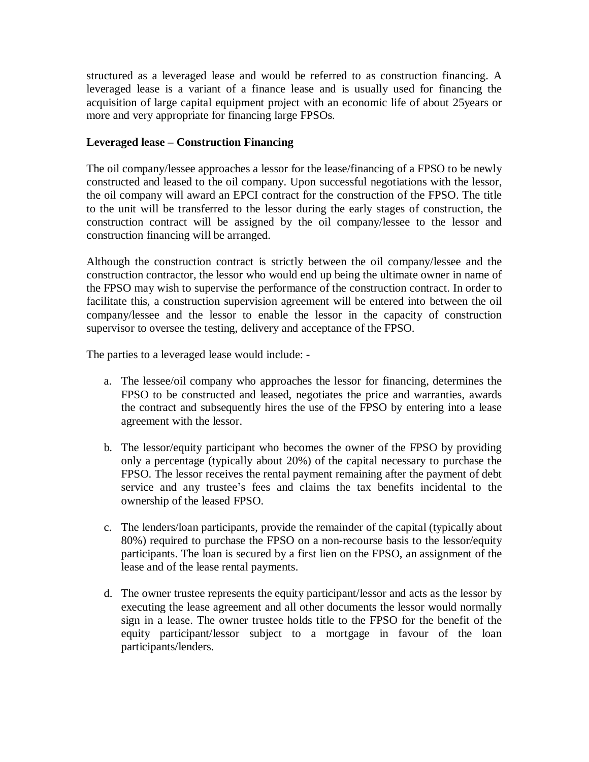structured as a leveraged lease and would be referred to as construction financing. A leveraged lease is a variant of a finance lease and is usually used for financing the acquisition of large capital equipment project with an economic life of about 25years or more and very appropriate for financing large FPSOs.

**Leveraged lease – Construction Financing**

The oil company/lessee approaches a lessor for the lease/financing of a FPSO to be newly constructed and leased to the oil company. Upon successful negotiations with the lessor, the oil company will award an EPCI contract for the construction of the FPSO. The title to the unit will be transferred to the lessor during the early stages of construction, the construction contract will be assigned by the oil company/lessee to the lessor and construction financing will be arranged.

Although the construction contract is strictly between the oil company/lessee and the construction contractor, the lessor who would end up being the ultimate owner in name of the FPSO may wish to supervise the performance of the construction contract. In order to facilitate this, a construction supervision agreement will be entered into between the oil company/lessee and the lessor to enable the lessor in the capacity of construction supervisor to oversee the testing, delivery and acceptance of the FPSO.

The parties to a leveraged lease would include: -

a. The lessee/oil company who approaches the lessor for financing, determines the FPSO to be constructed and leased, negotiates the price and warranties, awards the contract and subsequently hires the use of the FPSO by entering into a lease agreement with the lessor.

b. The lessor/equity participant who becomes the owner of the FPSO by providing only a percentage (typically about 20%) of the capital necessary to purchase the FPSO. The lessor receives the rental payment remaining after the payment of debt service and any trustee's fees and claims the tax benefits incidental to the ownership of the leased FPSO.

c. The lenders/loan participants, provide the remainder of the capital (typically about 80%) required to purchase the FPSO on a non-recourse basis to the lessor/equity participants. The loan is secured by a first lien on the FPSO, an assignment of the lease and of the lease rental payments.

d. The owner trustee represents the equity participant/lessor and acts as the lessor by executing the lease agreement and all other documents the lessor would normally sign in a lease. The owner trustee holds title to the FPSO for the benefit of the equity participant/lessor subject to a mortgage in favour of the loan participants/lenders.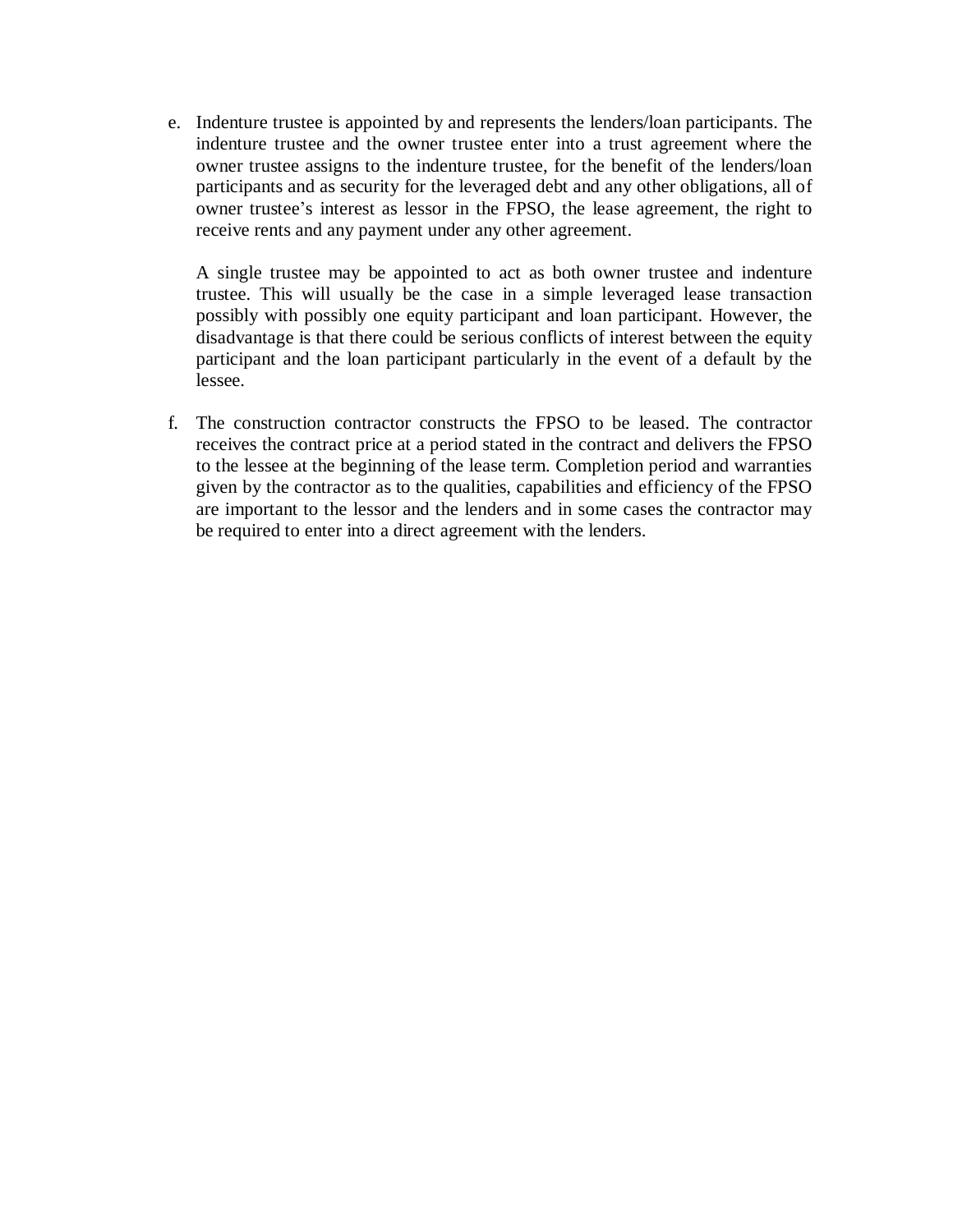e. Indenture trustee is appointed by and represents the lenders/loan participants. The indenture trustee and the owner trustee enter into a trust agreement where the owner trustee assigns to the indenture trustee, for the benefit of the lenders/loan participants and as security for the leveraged debt and any other obligations, all of owner trustee's interest as lessor in the FPSO, the lease agreement, the right to receive rents and any payment under any other agreement.

   A single trustee may be appointed to act as both owner trustee and indenture trustee. This will usually be the case in a simple leveraged lease transaction possibly with possibly one equity participant and loan participant. However, the disadvantage is that there could be serious conflicts of interest between the equity participant and the loan participant particularly in the event of a default by the lessee.

f. The construction contractor constructs the FPSO to be leased. The contractor receives the contract price at a period stated in the contract and delivers the FPSO to the lessee at the beginning of the lease term. Completion period and warranties given by the contractor as to the qualities, capabilities and efficiency of the FPSO are important to the lessor and the lenders and in some cases the contractor may be required to enter into a direct agreement with the lenders.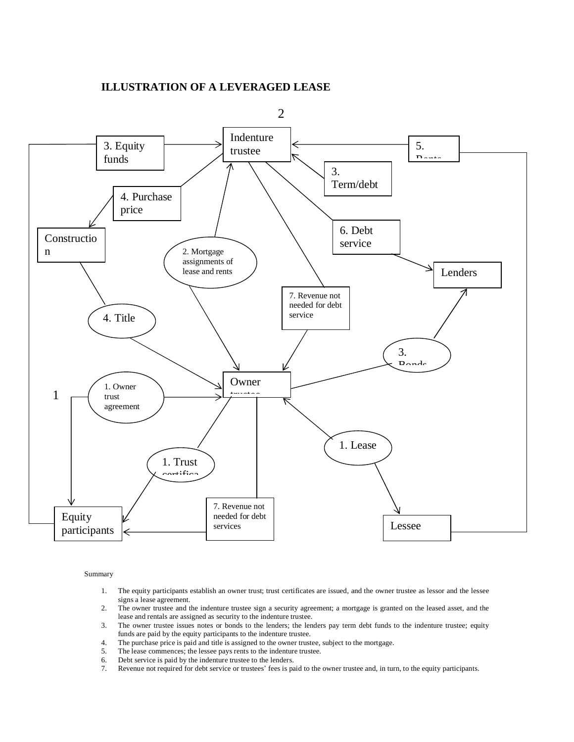**ILLUSTRATION OF A LEVERAGED LEASE**

2

Indenture trustee

3. Equity funds

5. Rents

3. Term/debt

4. Purchase price

6. Debt service

Construction

2. Mortgage assignments of lease and rents

Lenders

7. Revenue not needed for debt service

4. Title

3. Bonds

Owner trustee

1

1. Owner trust agreement

1. Lease

1. Trust certificates

7. Revenue not needed for debt services

Equity participants

Lessee

Summary

1. The equity participants establish an owner trust; trust certificates are issued, and the owner trustee as lessor and the lessee signs a lease agreement.
2. The owner trustee and the indenture trustee sign a security agreement; a mortgage is granted on the leased asset, and the lease and rentals are assigned as security to the indenture trustee.
3. The owner trustee issues notes or bonds to the lenders; the lenders pay term debt funds to the indenture trustee; equity funds are paid by the equity participants to the indenture trustee.
4. The purchase price is paid and title is assigned to the owner trustee, subject to the mortgage.
5. The lease commences; the lessee pays rents to the indenture trustee.
6. Debt service is paid by the indenture trustee to the lenders.
7. Revenue not required for debt service or trustees' fees is paid to the owner trustee and, in turn, to the equity participants.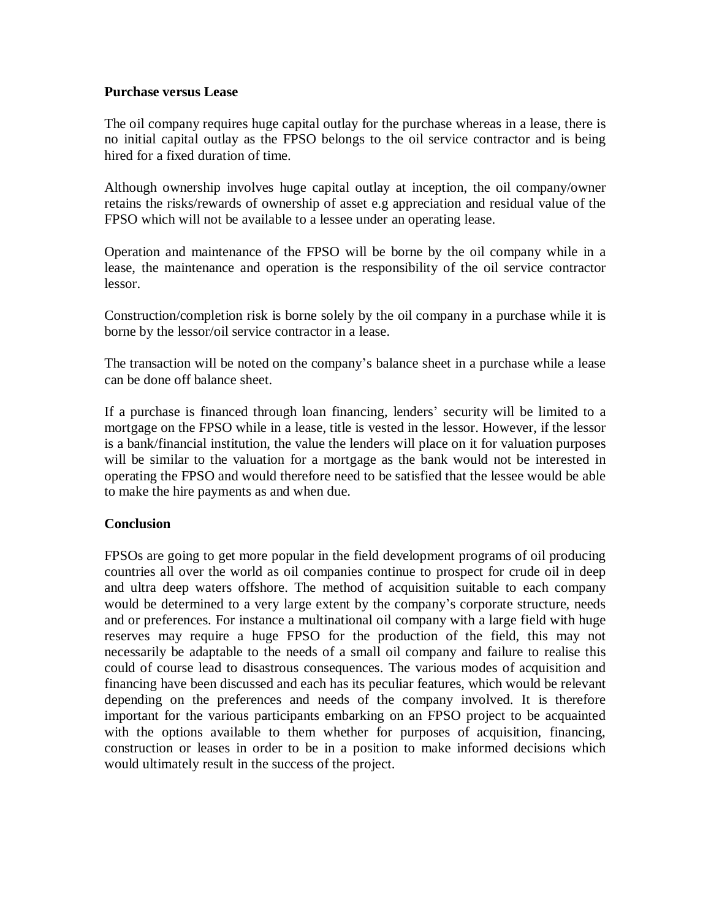**Purchase versus Lease**

The oil company requires huge capital outlay for the purchase whereas in a lease, there is no initial capital outlay as the FPSO belongs to the oil service contractor and is being hired for a fixed duration of time.

Although ownership involves huge capital outlay at inception, the oil company/owner retains the risks/rewards of ownership of asset e.g appreciation and residual value of the FPSO which will not be available to a lessee under an operating lease.

Operation and maintenance of the FPSO will be borne by the oil company while in a lease, the maintenance and operation is the responsibility of the oil service contractor lessor.

Construction/completion risk is borne solely by the oil company in a purchase while it is borne by the lessor/oil service contractor in a lease.

The transaction will be noted on the company's balance sheet in a purchase while a lease can be done off balance sheet.

If a purchase is financed through loan financing, lenders' security will be limited to a mortgage on the FPSO while in a lease, title is vested in the lessor. However, if the lessor is a bank/financial institution, the value the lenders will place on it for valuation purposes will be similar to the valuation for a mortgage as the bank would not be interested in operating the FPSO and would therefore need to be satisfied that the lessee would be able to make the hire payments as and when due.

**Conclusion**

FPSOs are going to get more popular in the field development programs of oil producing countries all over the world as oil companies continue to prospect for crude oil in deep and ultra deep waters offshore. The method of acquisition suitable to each company would be determined to a very large extent by the company's corporate structure, needs and or preferences. For instance a multinational oil company with a large field with huge reserves may require a huge FPSO for the production of the field, this may not necessarily be adaptable to the needs of a small oil company and failure to realise this could of course lead to disastrous consequences. The various modes of acquisition and financing have been discussed and each has its peculiar features, which would be relevant depending on the preferences and needs of the company involved. It is therefore important for the various participants embarking on an FPSO project to be acquainted with the options available to them whether for purposes of acquisition, financing, construction or leases in order to be in a position to make informed decisions which would ultimately result in the success of the project.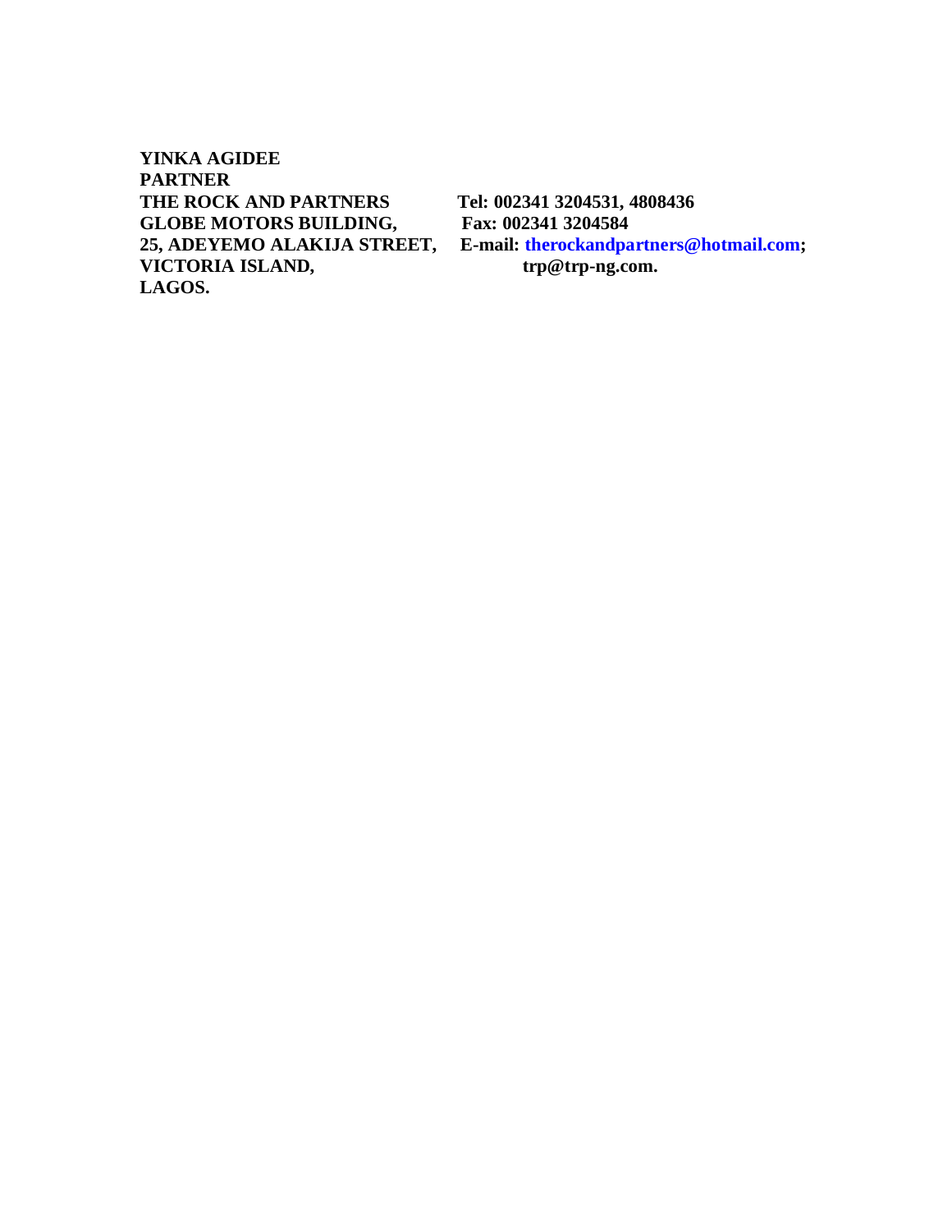**YINKA AGIDEE**
**PARTNER**
**THE ROCK AND PARTNERS**
**GLOBE MOTORS BUILDING,**
**25, ADEYEMO ALAKIJA STREET,**
**VICTORIA ISLAND,**
**LAGOS.**

**Tel: 002341 3204531, 4808436**
**Fax: 002341 3204584**
**E-mail: therockandpartners@hotmail.com;**
**trp@trp-ng.com.**